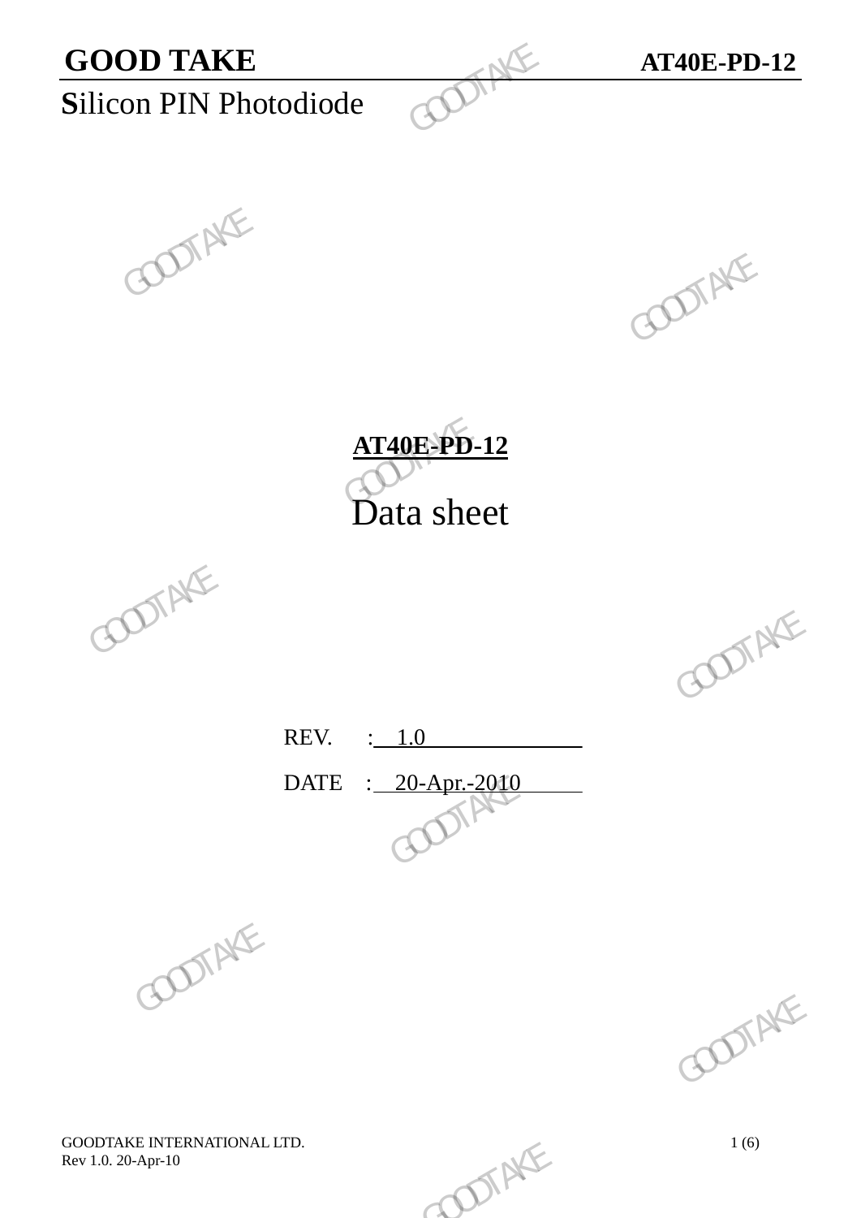# GOOD TAKE

**AT40E-PD-12**

**S**ilicon PIN Photodiode

## AT40E-PD-12

# Data sheet

REV. : 1.0

DATE : 20-Apr.-2010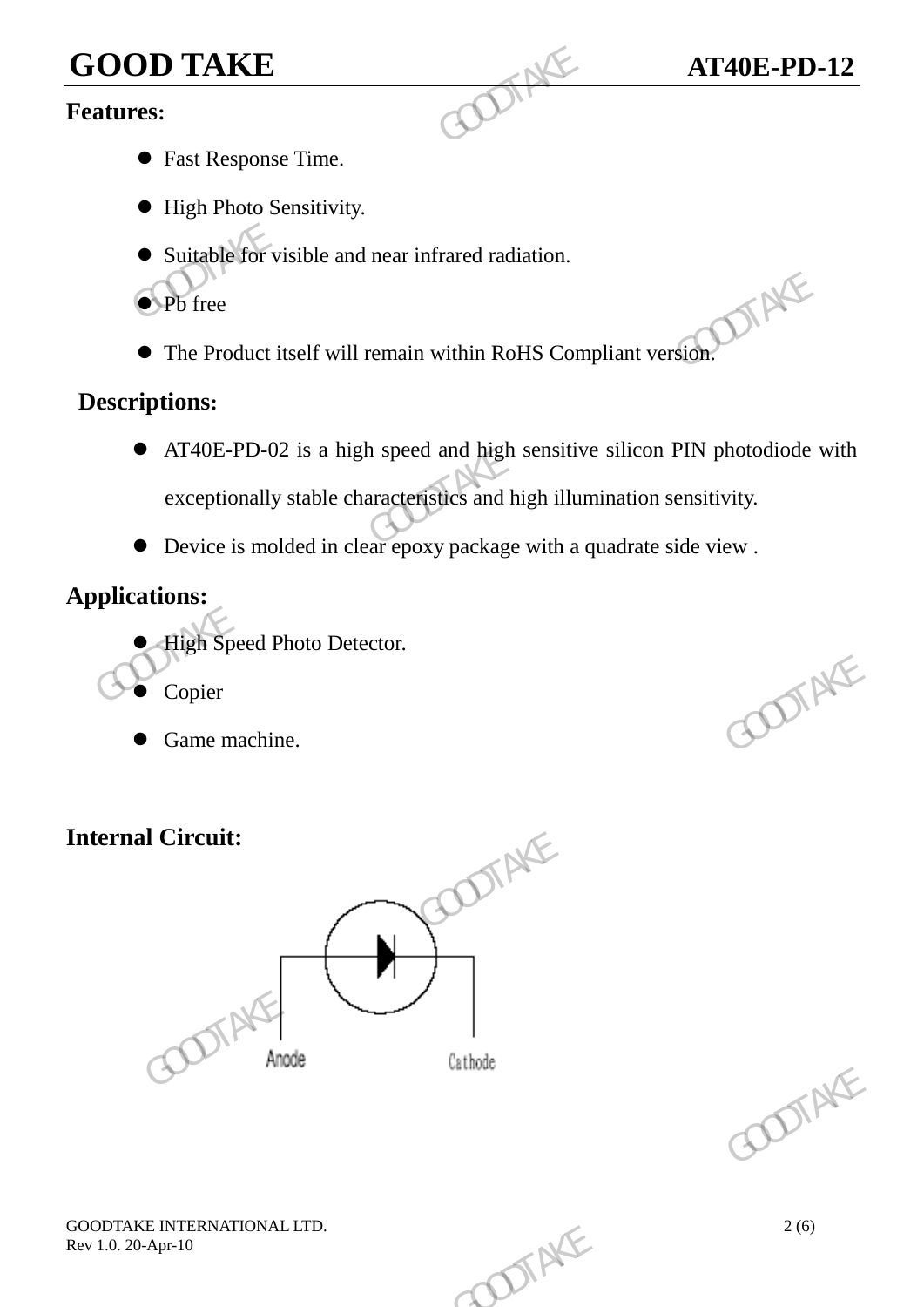## Features:

- Fast Response Time.
- High Photo Sensitivity.
- Suitable for visible and near infrared radiation.
- Pb free
- The Product itself will remain within RoHS Compliant version.

## Descriptions:

- AT40E-PD-02 is a high speed and high sensitive silicon PIN photodiode with exceptionally stable characteristics and high illumination sensitivity.
- Device is molded in clear epoxy package with a quadrate side view .

## Applications:

- High Speed Photo Detector.
- Copier
- Game machine.

## Internal Circuit:

Anode Cathode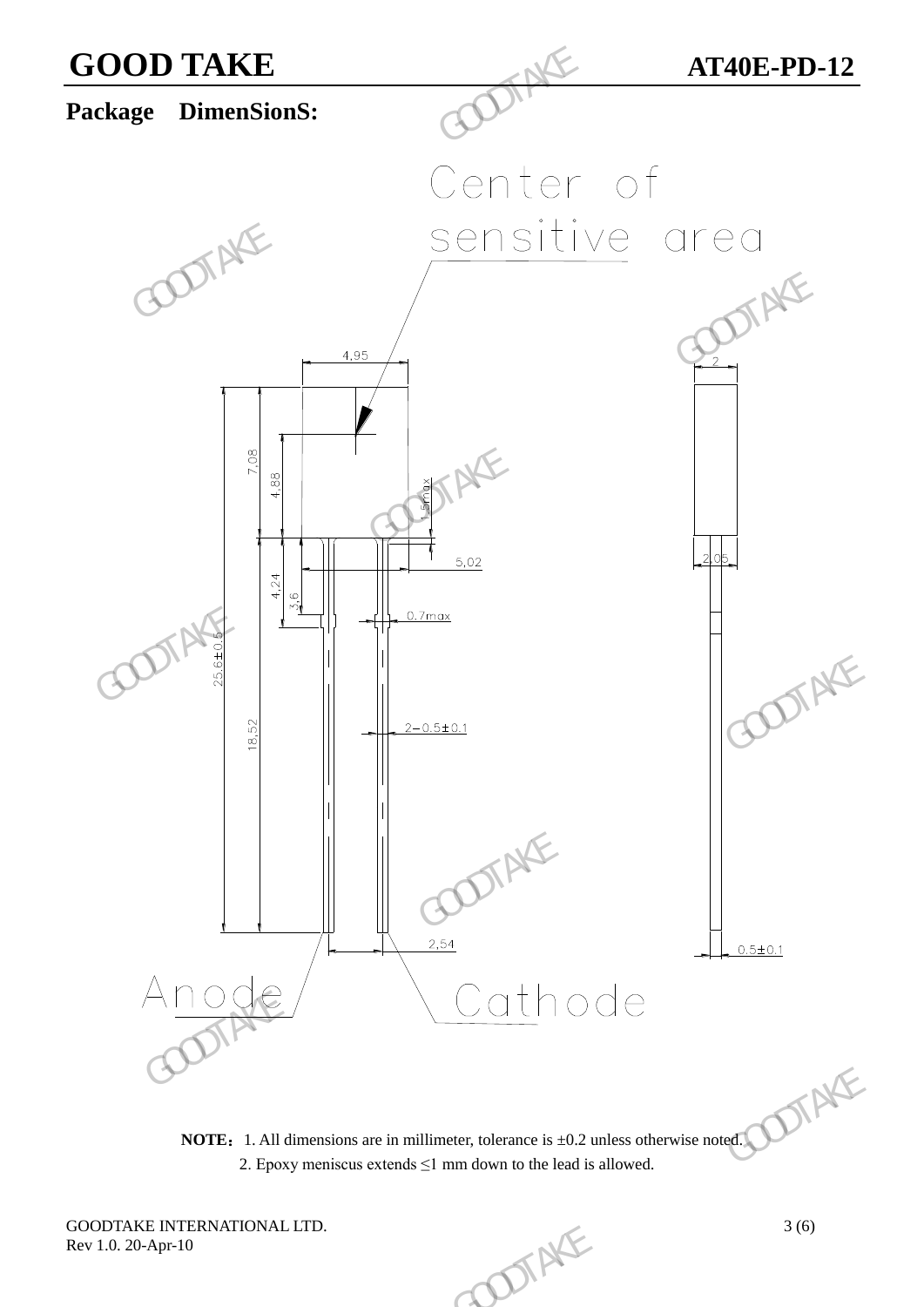## Package DimenSionS:

Center of sensitive area

4.95

2

7.08

4.88

1.5max

5.02

2.05

4.24

3.6

0.7max

25.6±0.5

18.52

2−0.5±0.1

2.54

0.5±0.1

Anode

Cathode

**NOTE：** 1. All dimensions are in millimeter, tolerance is ±0.2 unless otherwise noted.

2. Epoxy meniscus extends ≤1 mm down to the lead is allowed.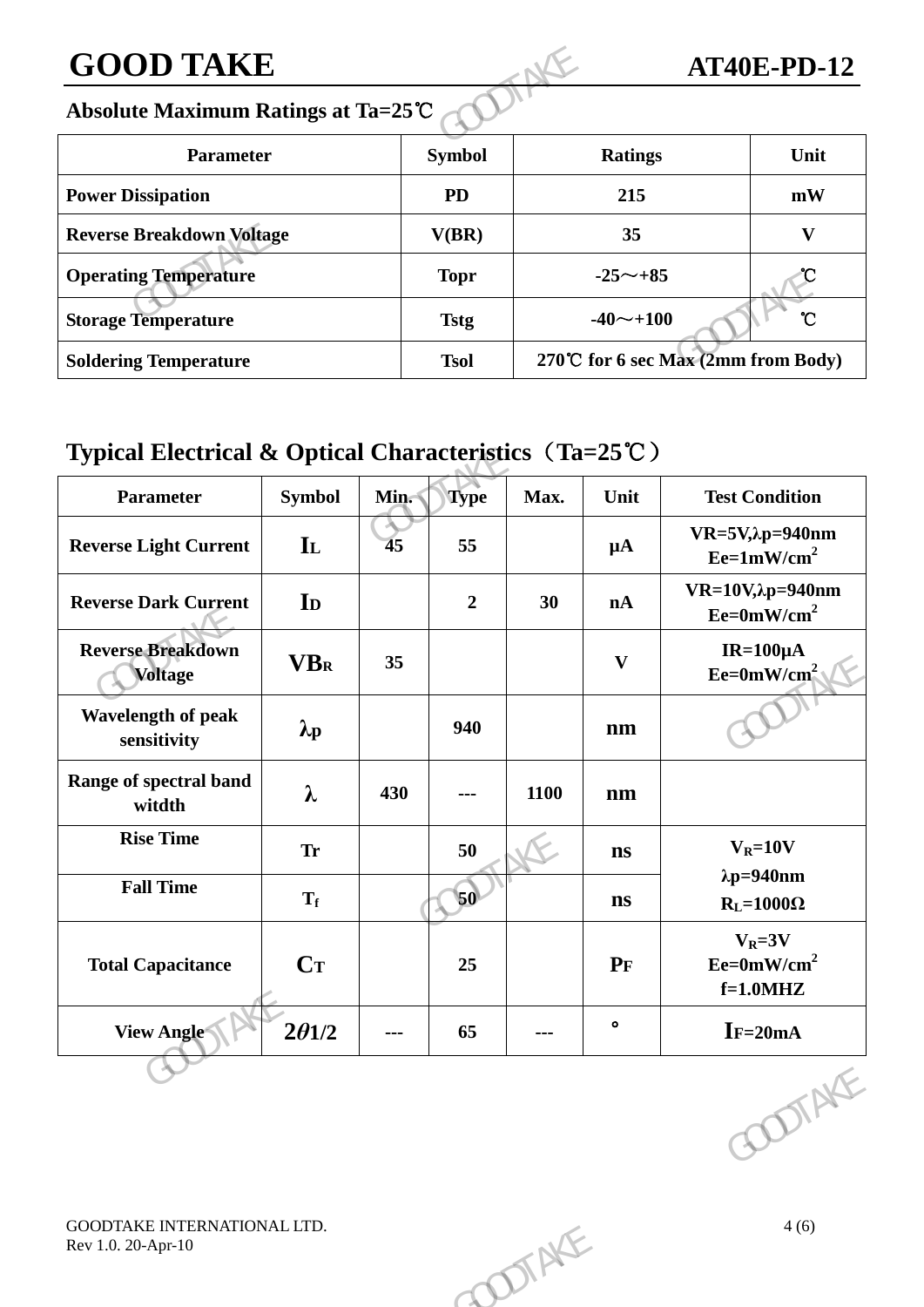## Absolute Maximum Ratings at Ta=25℃

| Parameter | Symbol | Ratings | Unit |
|---|---|---|---|
| Power Dissipation | PD | 215 | mW |
| Reverse Breakdown Voltage | V(BR) | 35 | V |
| Operating Temperature | Topr | -25～+85 | ℃ |
| Storage Temperature | Tstg | -40～+100 | ℃ |
| Soldering Temperature | Tsol | 270℃ for 6 sec Max (2mm from Body) | |

## Typical Electrical & Optical Characteristics（Ta=25℃）

| Parameter | Symbol | Min. | Type | Max. | Unit | Test Condition |
|---|---|---|---|---|---|---|
| Reverse Light Current | $I_L$ | 45 | 55 | | μA | VR=5V,λp=940nm Ee=1mW/$cm^2$ |
| Reverse Dark Current | $I_D$ | | 2 | 30 | nA | VR=10V,λp=940nm Ee=0mW/$cm^2$ |
| Reverse Breakdown Voltage | $VB_R$ | 35 | | | V | IR=100μA Ee=0mW/$cm^2$ |
| Wavelength of peak sensitivity | λp | | 940 | | nm | |
| Range of spectral band witdth | λ | 430 | --- | 1100 | nm | |
| Rise Time | Tr | | 50 | | ns | $V_R$=10V λp=940nm $R_L$=1000Ω |
| Fall Time | $T_f$ | | 50 | | ns | |
| Total Capacitance | $C_T$ | | 25 | | PF | $V_R$=3V Ee=0mW/$cm^2$ f=1.0MHZ |
| View Angle | $2\theta 1/2$ | --- | 65 | --- | ° | $I_F$=20mA |

GOODTAKE INTERNATIONAL LTD.
Rev 1.0. 20-Apr-10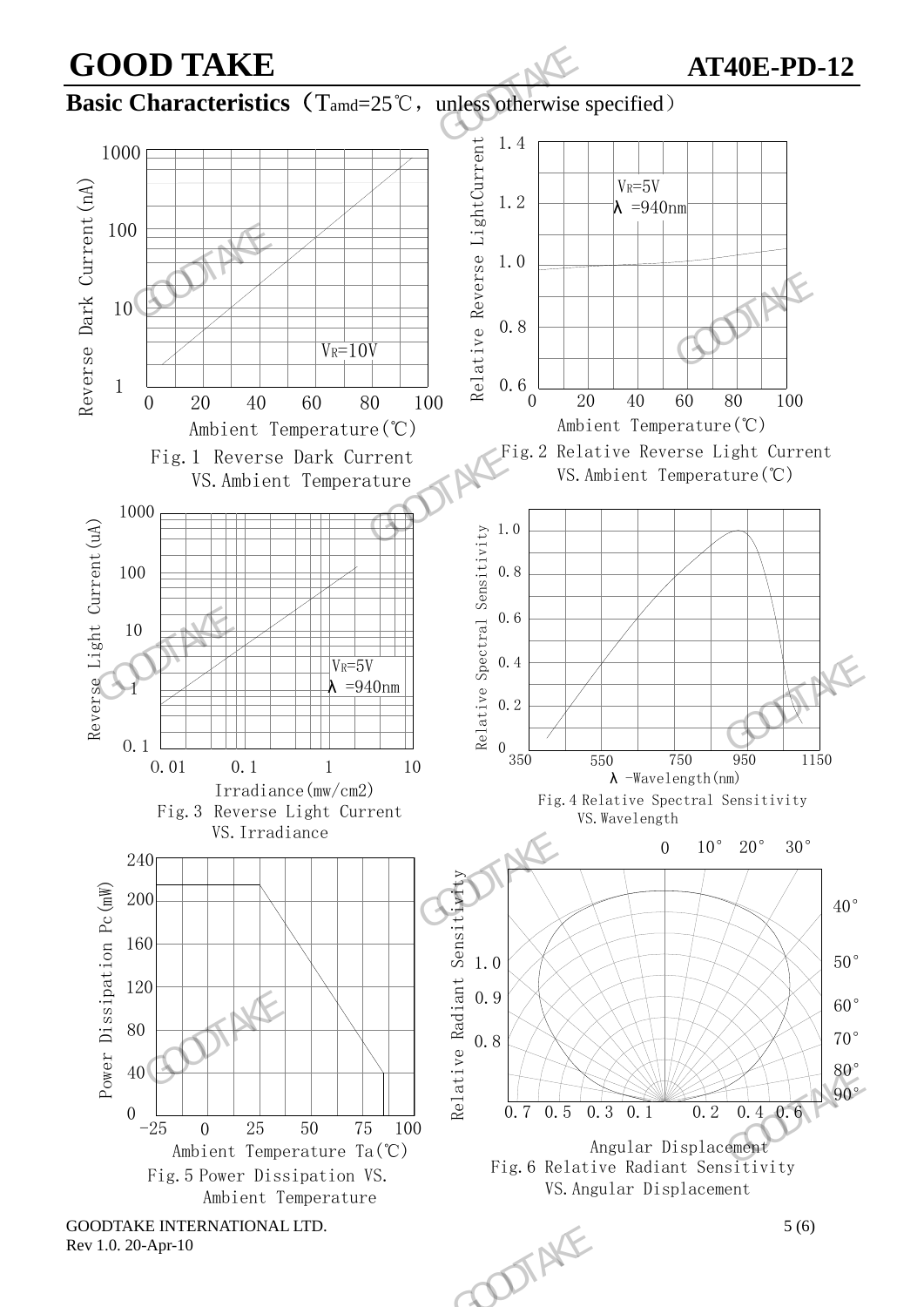## Basic Characteristics（$T_{amd}$=25℃，unless otherwise specified）

Reverse Dark Current(nA)

1000

100

10

1

0 20 40 60 80 100

$V_R$=10V

Ambient Temperature(℃)

Fig.1 Reverse Dark Current VS.Ambient Temperature

Relative Reverse LightCurrent

1.4

1.2

1.0

0.8

0.6

0 20 40 60 80 100

$V_R$=5V

λ =940nm

Ambient Temperature(℃)

Fig.2 Relative Reverse Light Current VS.Ambient Temperature(℃)

Reverse Light Current(uA)

1000

100

10

1

0.1

0.01 0.1 1 10

$V_R$=5V

λ =940nm

Irradiance(mw/cm2)

Fig.3 Reverse Light Current VS.Irradiance

Relative Spectral Sensitivity

1.0

0.8

0.6

0.4

0.2

0

350 550 750 950 1150

λ -Wavelength(nm)

Fig.4 Relative Spectral Sensitivity VS.Wavelength

Power Dissipation Pc(mW)

240

200

160

120

80

40

0

-25 0 25 50 75 100

Ambient Temperature Ta(℃)

Fig.5 Power Dissipation VS. Ambient Temperature

Relative Radiant Sensitivity

0 10° 20° 30°

40°

50°

60°

70°

80°

90°

1.0

0.9

0.8

0.7 0.5 0.3 0.1 0.2 0.4 0.6

Angular Displacement

Fig.6 Relative Radiant Sensitivity VS.Angular Displacement

GOODTAKE INTERNATIONAL LTD.

Rev 1.0. 20-Apr-10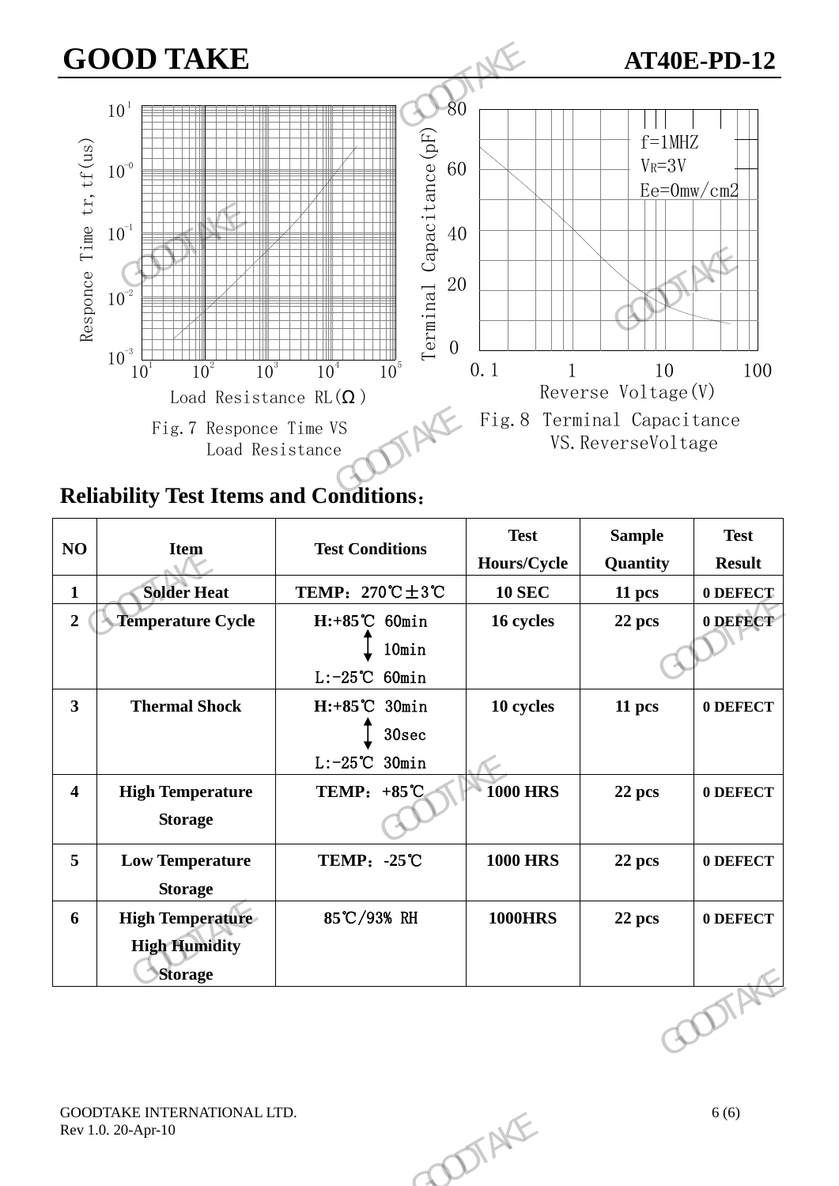Responce Time tr, tf(us)

$10^1$

$10^0$

$10^{-1}$

$10^{-2}$

$10^{-3}$

$10^1$ $10^2$ $10^3$ $10^4$ $10^5$

Load Resistance RL(Ω)

Fig.7 Responce Time VS Load Resistance

Terminal Capacitance(pF)

80

60

40

20

0

0.1 1 10 100

Reverse Voltage(V)

f=1MHZ

$V_R$=3V

Ee=0mw/cm2

Fig.8 Terminal Capacitance VS.ReverseVoltage

## Reliability Test Items and Conditions：

| NO | Item | Test Conditions | Test Hours/Cycle | Sample Quantity | Test Result |
|---|---|---|---|---|---|
| 1 | Solder Heat | TEMP：270℃±3℃ | 10 SEC | 11 pcs | 0 DEFECT |
| 2 | Temperature Cycle | H:+85℃ 60min ↕ 10min L:-25℃ 60min | 16 cycles | 22 pcs | 0 DEFECT |
| 3 | Thermal Shock | H:+85℃ 30min ↕ 30sec L:-25℃ 30min | 10 cycles | 11 pcs | 0 DEFECT |
| 4 | High Temperature Storage | TEMP：+85℃ | 1000 HRS | 22 pcs | 0 DEFECT |
| 5 | Low Temperature Storage | TEMP：-25℃ | 1000 HRS | 22 pcs | 0 DEFECT |
| 6 | High Temperature High Humidity Storage | 85℃/93% RH | 1000HRS | 22 pcs | 0 DEFECT |

GOODTAKE INTERNATIONAL LTD.
Rev 1.0. 20-Apr-10